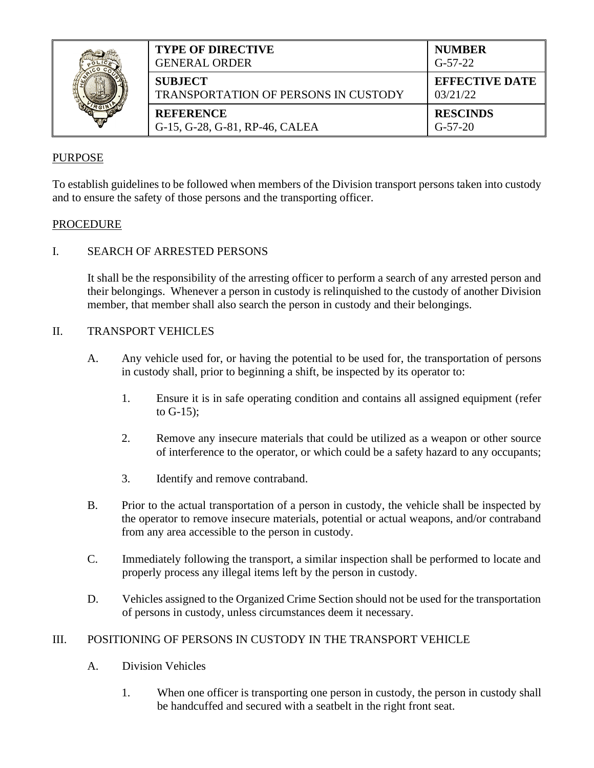| | TYPE OF DIRECTIVE<br>GENERAL ORDER | NUMBER<br>G-57-22 |
|---|---|---|
| | **SUBJECT**<br>TRANSPORTATION OF PERSONS IN CUSTODY | **EFFECTIVE DATE**<br>03/21/22 |
| | **REFERENCE**<br>G-15, G-28, G-81, RP-46, CALEA | **RESCINDS**<br>G-57-20 |

## PURPOSE

To establish guidelines to be followed when members of the Division transport persons taken into custody and to ensure the safety of those persons and the transporting officer.

## PROCEDURE

I. SEARCH OF ARRESTED PERSONS

It shall be the responsibility of the arresting officer to perform a search of any arrested person and their belongings. Whenever a person in custody is relinquished to the custody of another Division member, that member shall also search the person in custody and their belongings.

II. TRANSPORT VEHICLES

A. Any vehicle used for, or having the potential to be used for, the transportation of persons in custody shall, prior to beginning a shift, be inspected by its operator to:

1. Ensure it is in safe operating condition and contains all assigned equipment (refer to G-15);

2. Remove any insecure materials that could be utilized as a weapon or other source of interference to the operator, or which could be a safety hazard to any occupants;

3. Identify and remove contraband.

B. Prior to the actual transportation of a person in custody, the vehicle shall be inspected by the operator to remove insecure materials, potential or actual weapons, and/or contraband from any area accessible to the person in custody.

C. Immediately following the transport, a similar inspection shall be performed to locate and properly process any illegal items left by the person in custody.

D. Vehicles assigned to the Organized Crime Section should not be used for the transportation of persons in custody, unless circumstances deem it necessary.

III. POSITIONING OF PERSONS IN CUSTODY IN THE TRANSPORT VEHICLE

A. Division Vehicles

1. When one officer is transporting one person in custody, the person in custody shall be handcuffed and secured with a seatbelt in the right front seat.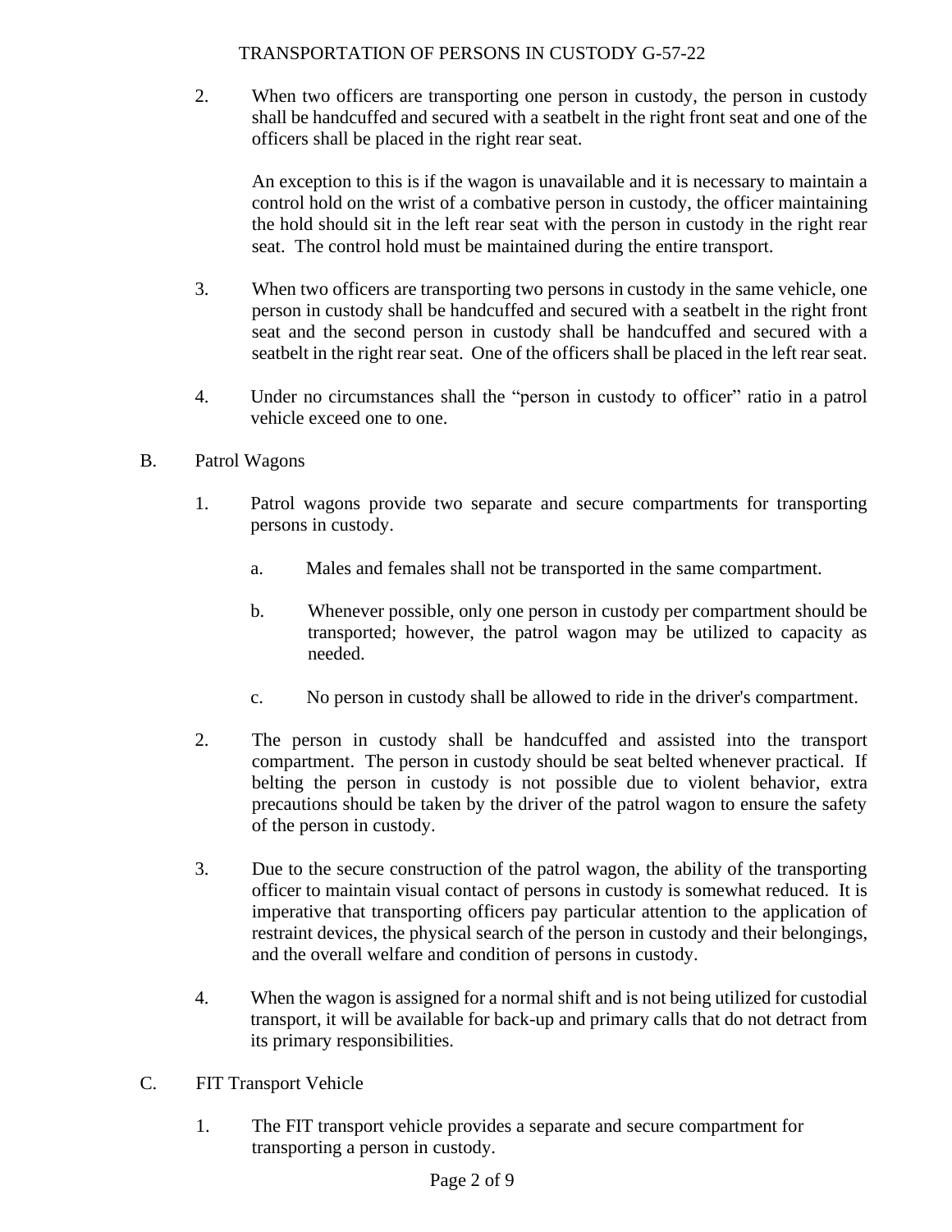2. When two officers are transporting one person in custody, the person in custody shall be handcuffed and secured with a seatbelt in the right front seat and one of the officers shall be placed in the right rear seat.

   An exception to this is if the wagon is unavailable and it is necessary to maintain a control hold on the wrist of a combative person in custody, the officer maintaining the hold should sit in the left rear seat with the person in custody in the right rear seat. The control hold must be maintained during the entire transport.

3. When two officers are transporting two persons in custody in the same vehicle, one person in custody shall be handcuffed and secured with a seatbelt in the right front seat and the second person in custody shall be handcuffed and secured with a seatbelt in the right rear seat. One of the officers shall be placed in the left rear seat.

4. Under no circumstances shall the "person in custody to officer" ratio in a patrol vehicle exceed one to one.

B. Patrol Wagons

1. Patrol wagons provide two separate and secure compartments for transporting persons in custody.

   a. Males and females shall not be transported in the same compartment.

   b. Whenever possible, only one person in custody per compartment should be transported; however, the patrol wagon may be utilized to capacity as needed.

   c. No person in custody shall be allowed to ride in the driver's compartment.

2. The person in custody shall be handcuffed and assisted into the transport compartment. The person in custody should be seat belted whenever practical. If belting the person in custody is not possible due to violent behavior, extra precautions should be taken by the driver of the patrol wagon to ensure the safety of the person in custody.

3. Due to the secure construction of the patrol wagon, the ability of the transporting officer to maintain visual contact of persons in custody is somewhat reduced. It is imperative that transporting officers pay particular attention to the application of restraint devices, the physical search of the person in custody and their belongings, and the overall welfare and condition of persons in custody.

4. When the wagon is assigned for a normal shift and is not being utilized for custodial transport, it will be available for back-up and primary calls that do not detract from its primary responsibilities.

C. FIT Transport Vehicle

1. The FIT transport vehicle provides a separate and secure compartment for transporting a person in custody.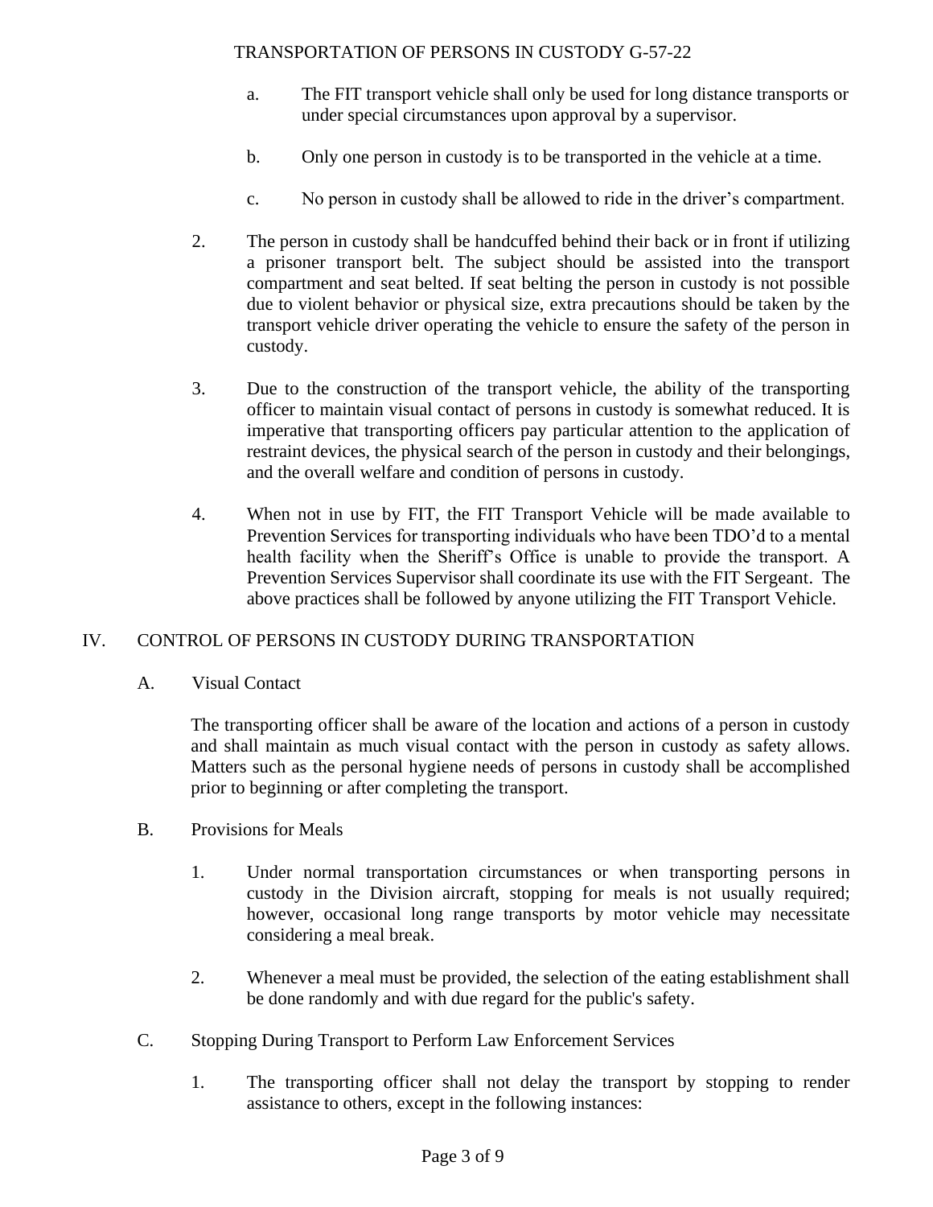a. The FIT transport vehicle shall only be used for long distance transports or under special circumstances upon approval by a supervisor.

b. Only one person in custody is to be transported in the vehicle at a time.

c. No person in custody shall be allowed to ride in the driver's compartment.

2. The person in custody shall be handcuffed behind their back or in front if utilizing a prisoner transport belt. The subject should be assisted into the transport compartment and seat belted. If seat belting the person in custody is not possible due to violent behavior or physical size, extra precautions should be taken by the transport vehicle driver operating the vehicle to ensure the safety of the person in custody.

3. Due to the construction of the transport vehicle, the ability of the transporting officer to maintain visual contact of persons in custody is somewhat reduced. It is imperative that transporting officers pay particular attention to the application of restraint devices, the physical search of the person in custody and their belongings, and the overall welfare and condition of persons in custody.

4. When not in use by FIT, the FIT Transport Vehicle will be made available to Prevention Services for transporting individuals who have been TDO'd to a mental health facility when the Sheriff's Office is unable to provide the transport. A Prevention Services Supervisor shall coordinate its use with the FIT Sergeant. The above practices shall be followed by anyone utilizing the FIT Transport Vehicle.

## IV. CONTROL OF PERSONS IN CUSTODY DURING TRANSPORTATION

### A. Visual Contact

The transporting officer shall be aware of the location and actions of a person in custody and shall maintain as much visual contact with the person in custody as safety allows. Matters such as the personal hygiene needs of persons in custody shall be accomplished prior to beginning or after completing the transport.

### B. Provisions for Meals

1. Under normal transportation circumstances or when transporting persons in custody in the Division aircraft, stopping for meals is not usually required; however, occasional long range transports by motor vehicle may necessitate considering a meal break.

2. Whenever a meal must be provided, the selection of the eating establishment shall be done randomly and with due regard for the public's safety.

### C. Stopping During Transport to Perform Law Enforcement Services

1. The transporting officer shall not delay the transport by stopping to render assistance to others, except in the following instances: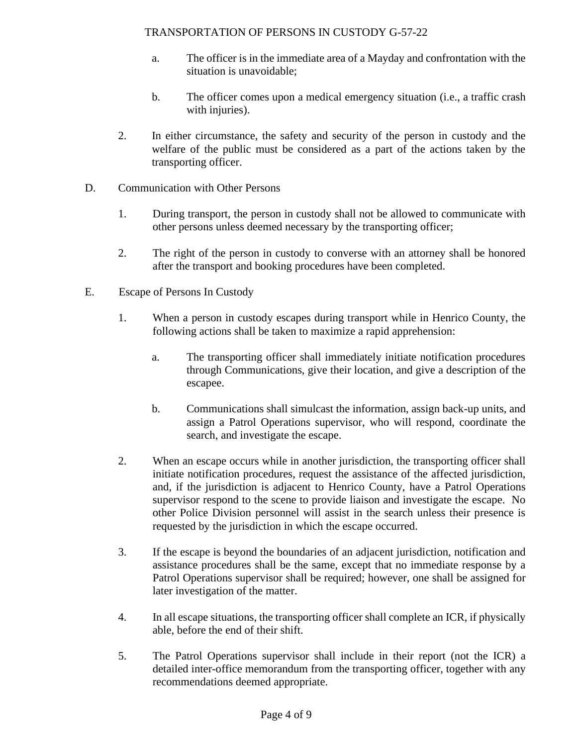a. The officer is in the immediate area of a Mayday and confrontation with the situation is unavoidable;

b. The officer comes upon a medical emergency situation (i.e., a traffic crash with injuries).

2. In either circumstance, the safety and security of the person in custody and the welfare of the public must be considered as a part of the actions taken by the transporting officer.

D. Communication with Other Persons

1. During transport, the person in custody shall not be allowed to communicate with other persons unless deemed necessary by the transporting officer;

2. The right of the person in custody to converse with an attorney shall be honored after the transport and booking procedures have been completed.

E. Escape of Persons In Custody

1. When a person in custody escapes during transport while in Henrico County, the following actions shall be taken to maximize a rapid apprehension:

   a. The transporting officer shall immediately initiate notification procedures through Communications, give their location, and give a description of the escapee.

   b. Communications shall simulcast the information, assign back-up units, and assign a Patrol Operations supervisor, who will respond, coordinate the search, and investigate the escape.

2. When an escape occurs while in another jurisdiction, the transporting officer shall initiate notification procedures, request the assistance of the affected jurisdiction, and, if the jurisdiction is adjacent to Henrico County, have a Patrol Operations supervisor respond to the scene to provide liaison and investigate the escape. No other Police Division personnel will assist in the search unless their presence is requested by the jurisdiction in which the escape occurred.

3. If the escape is beyond the boundaries of an adjacent jurisdiction, notification and assistance procedures shall be the same, except that no immediate response by a Patrol Operations supervisor shall be required; however, one shall be assigned for later investigation of the matter.

4. In all escape situations, the transporting officer shall complete an ICR, if physically able, before the end of their shift.

5. The Patrol Operations supervisor shall include in their report (not the ICR) a detailed inter-office memorandum from the transporting officer, together with any recommendations deemed appropriate.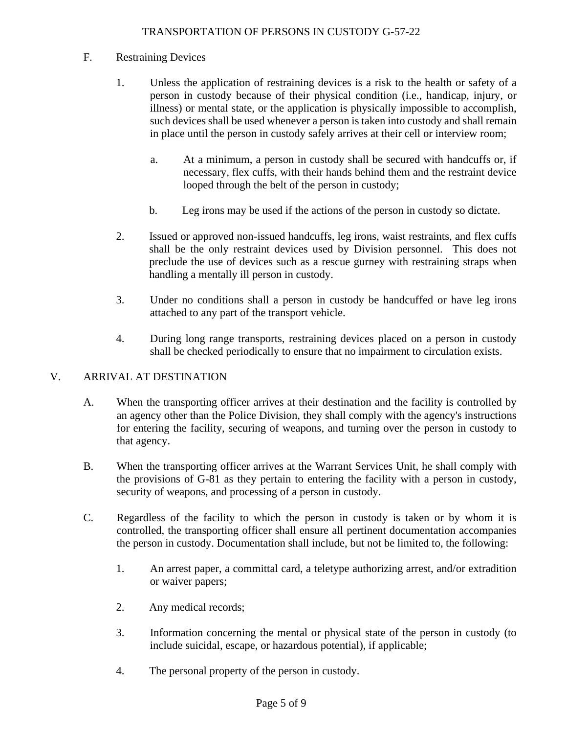F. Restraining Devices

1. Unless the application of restraining devices is a risk to the health or safety of a person in custody because of their physical condition (i.e., handicap, injury, or illness) or mental state, or the application is physically impossible to accomplish, such devices shall be used whenever a person is taken into custody and shall remain in place until the person in custody safely arrives at their cell or interview room;

   a. At a minimum, a person in custody shall be secured with handcuffs or, if necessary, flex cuffs, with their hands behind them and the restraint device looped through the belt of the person in custody;

   b. Leg irons may be used if the actions of the person in custody so dictate.

2. Issued or approved non-issued handcuffs, leg irons, waist restraints, and flex cuffs shall be the only restraint devices used by Division personnel. This does not preclude the use of devices such as a rescue gurney with restraining straps when handling a mentally ill person in custody.

3. Under no conditions shall a person in custody be handcuffed or have leg irons attached to any part of the transport vehicle.

4. During long range transports, restraining devices placed on a person in custody shall be checked periodically to ensure that no impairment to circulation exists.

## V. ARRIVAL AT DESTINATION

A. When the transporting officer arrives at their destination and the facility is controlled by an agency other than the Police Division, they shall comply with the agency's instructions for entering the facility, securing of weapons, and turning over the person in custody to that agency.

B. When the transporting officer arrives at the Warrant Services Unit, he shall comply with the provisions of G-81 as they pertain to entering the facility with a person in custody, security of weapons, and processing of a person in custody.

C. Regardless of the facility to which the person in custody is taken or by whom it is controlled, the transporting officer shall ensure all pertinent documentation accompanies the person in custody. Documentation shall include, but not be limited to, the following:

1. An arrest paper, a committal card, a teletype authorizing arrest, and/or extradition or waiver papers;

2. Any medical records;

3. Information concerning the mental or physical state of the person in custody (to include suicidal, escape, or hazardous potential), if applicable;

4. The personal property of the person in custody.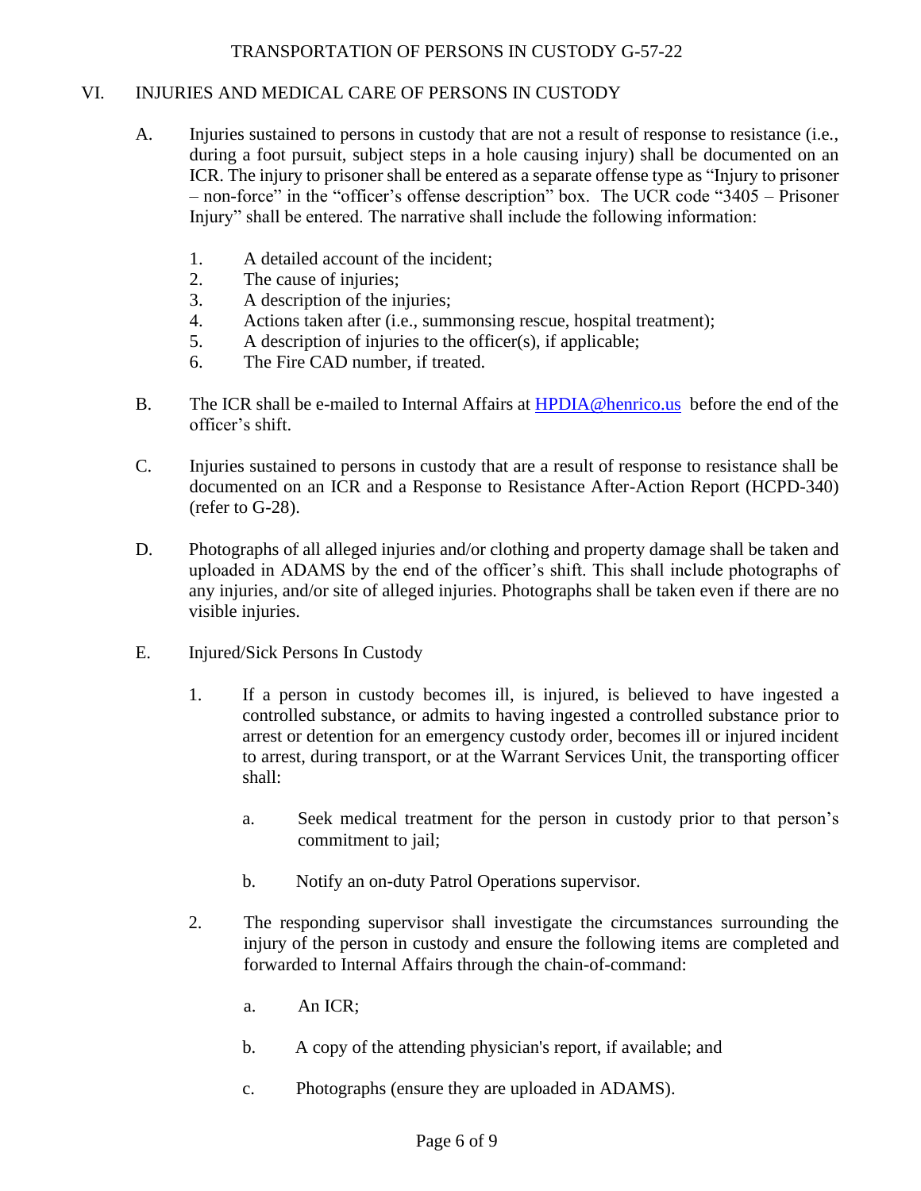## VI. INJURIES AND MEDICAL CARE OF PERSONS IN CUSTODY

A. Injuries sustained to persons in custody that are not a result of response to resistance (i.e., during a foot pursuit, subject steps in a hole causing injury) shall be documented on an ICR. The injury to prisoner shall be entered as a separate offense type as "Injury to prisoner – non-force" in the "officer's offense description" box. The UCR code "3405 – Prisoner Injury" shall be entered. The narrative shall include the following information:

1. A detailed account of the incident;
2. The cause of injuries;
3. A description of the injuries;
4. Actions taken after (i.e., summonsing rescue, hospital treatment);
5. A description of injuries to the officer(s), if applicable;
6. The Fire CAD number, if treated.

B. The ICR shall be e-mailed to Internal Affairs at HPDIA@henrico.us before the end of the officer's shift.

C. Injuries sustained to persons in custody that are a result of response to resistance shall be documented on an ICR and a Response to Resistance After-Action Report (HCPD-340) (refer to G-28).

D. Photographs of all alleged injuries and/or clothing and property damage shall be taken and uploaded in ADAMS by the end of the officer's shift. This shall include photographs of any injuries, and/or site of alleged injuries. Photographs shall be taken even if there are no visible injuries.

E. Injured/Sick Persons In Custody

1. If a person in custody becomes ill, is injured, is believed to have ingested a controlled substance, or admits to having ingested a controlled substance prior to arrest or detention for an emergency custody order, becomes ill or injured incident to arrest, during transport, or at the Warrant Services Unit, the transporting officer shall:

   a. Seek medical treatment for the person in custody prior to that person's commitment to jail;

   b. Notify an on-duty Patrol Operations supervisor.

2. The responding supervisor shall investigate the circumstances surrounding the injury of the person in custody and ensure the following items are completed and forwarded to Internal Affairs through the chain-of-command:

   a. An ICR;

   b. A copy of the attending physician's report, if available; and

   c. Photographs (ensure they are uploaded in ADAMS).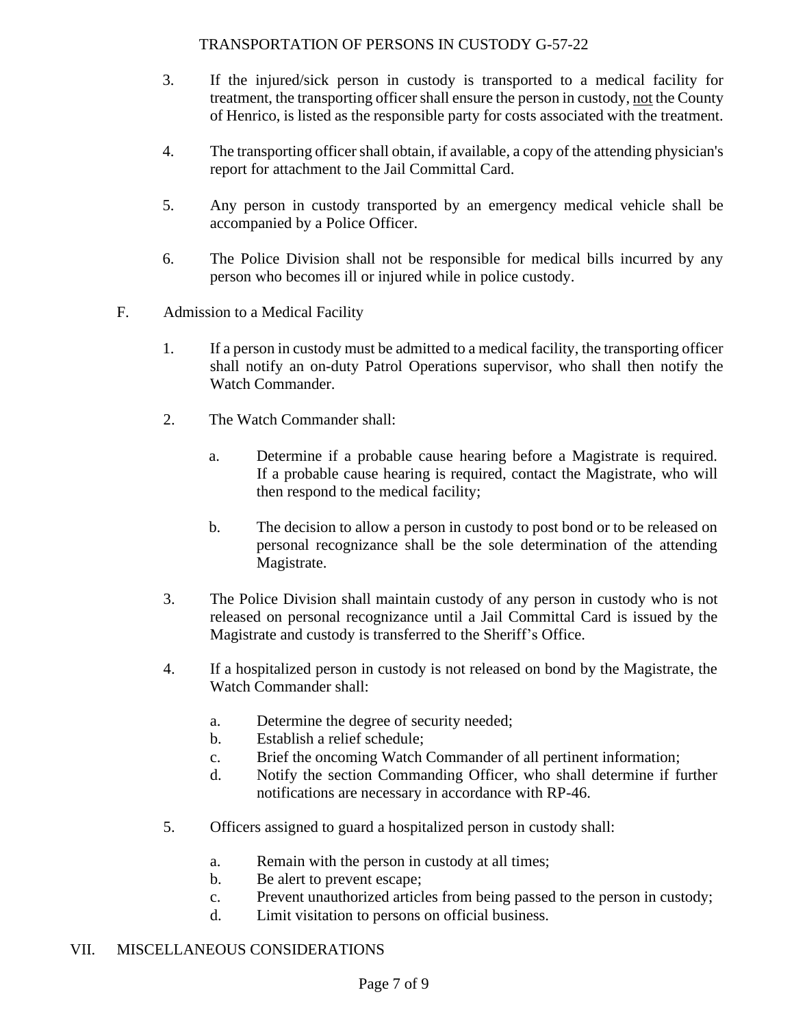3. If the injured/sick person in custody is transported to a medical facility for treatment, the transporting officer shall ensure the person in custody, <u>not</u> the County of Henrico, is listed as the responsible party for costs associated with the treatment.

4. The transporting officer shall obtain, if available, a copy of the attending physician's report for attachment to the Jail Committal Card.

5. Any person in custody transported by an emergency medical vehicle shall be accompanied by a Police Officer.

6. The Police Division shall not be responsible for medical bills incurred by any person who becomes ill or injured while in police custody.

F. Admission to a Medical Facility

1. If a person in custody must be admitted to a medical facility, the transporting officer shall notify an on-duty Patrol Operations supervisor, who shall then notify the Watch Commander.

2. The Watch Commander shall:

   a. Determine if a probable cause hearing before a Magistrate is required. If a probable cause hearing is required, contact the Magistrate, who will then respond to the medical facility;

   b. The decision to allow a person in custody to post bond or to be released on personal recognizance shall be the sole determination of the attending Magistrate.

3. The Police Division shall maintain custody of any person in custody who is not released on personal recognizance until a Jail Committal Card is issued by the Magistrate and custody is transferred to the Sheriff's Office.

4. If a hospitalized person in custody is not released on bond by the Magistrate, the Watch Commander shall:

   a. Determine the degree of security needed;
   b. Establish a relief schedule;
   c. Brief the oncoming Watch Commander of all pertinent information;
   d. Notify the section Commanding Officer, who shall determine if further notifications are necessary in accordance with RP-46.

5. Officers assigned to guard a hospitalized person in custody shall:

   a. Remain with the person in custody at all times;
   b. Be alert to prevent escape;
   c. Prevent unauthorized articles from being passed to the person in custody;
   d. Limit visitation to persons on official business.

## VII. MISCELLANEOUS CONSIDERATIONS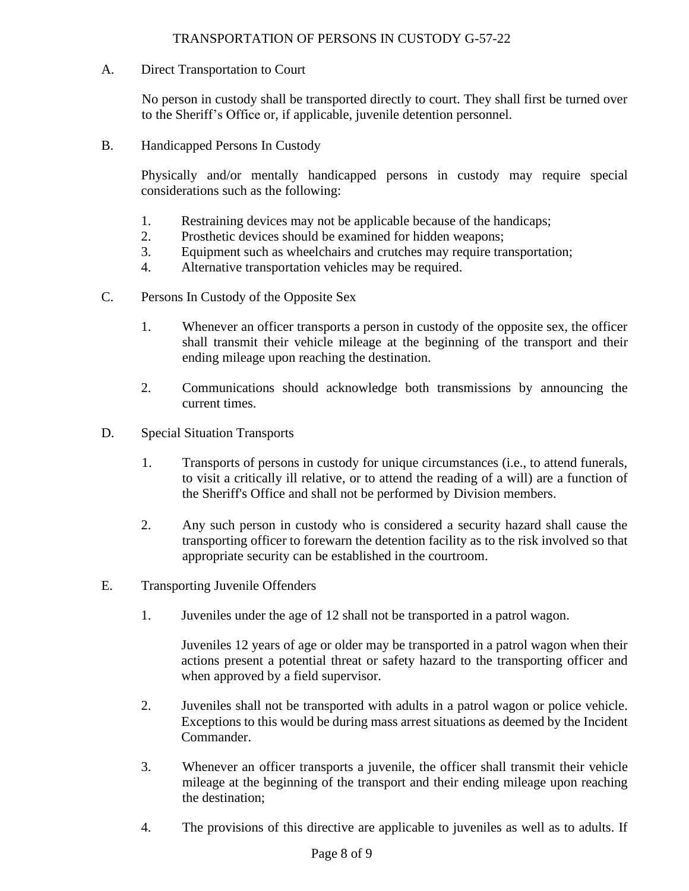A. Direct Transportation to Court

No person in custody shall be transported directly to court. They shall first be turned over to the Sheriff's Office or, if applicable, juvenile detention personnel.

B. Handicapped Persons In Custody

Physically and/or mentally handicapped persons in custody may require special considerations such as the following:

1. Restraining devices may not be applicable because of the handicaps;
2. Prosthetic devices should be examined for hidden weapons;
3. Equipment such as wheelchairs and crutches may require transportation;
4. Alternative transportation vehicles may be required.

C. Persons In Custody of the Opposite Sex

1. Whenever an officer transports a person in custody of the opposite sex, the officer shall transmit their vehicle mileage at the beginning of the transport and their ending mileage upon reaching the destination.

2. Communications should acknowledge both transmissions by announcing the current times.

D. Special Situation Transports

1. Transports of persons in custody for unique circumstances (i.e., to attend funerals, to visit a critically ill relative, or to attend the reading of a will) are a function of the Sheriff's Office and shall not be performed by Division members.

2. Any such person in custody who is considered a security hazard shall cause the transporting officer to forewarn the detention facility as to the risk involved so that appropriate security can be established in the courtroom.

E. Transporting Juvenile Offenders

1. Juveniles under the age of 12 shall not be transported in a patrol wagon.

   Juveniles 12 years of age or older may be transported in a patrol wagon when their actions present a potential threat or safety hazard to the transporting officer and when approved by a field supervisor.

2. Juveniles shall not be transported with adults in a patrol wagon or police vehicle. Exceptions to this would be during mass arrest situations as deemed by the Incident Commander.

3. Whenever an officer transports a juvenile, the officer shall transmit their vehicle mileage at the beginning of the transport and their ending mileage upon reaching the destination;

4. The provisions of this directive are applicable to juveniles as well as to adults. If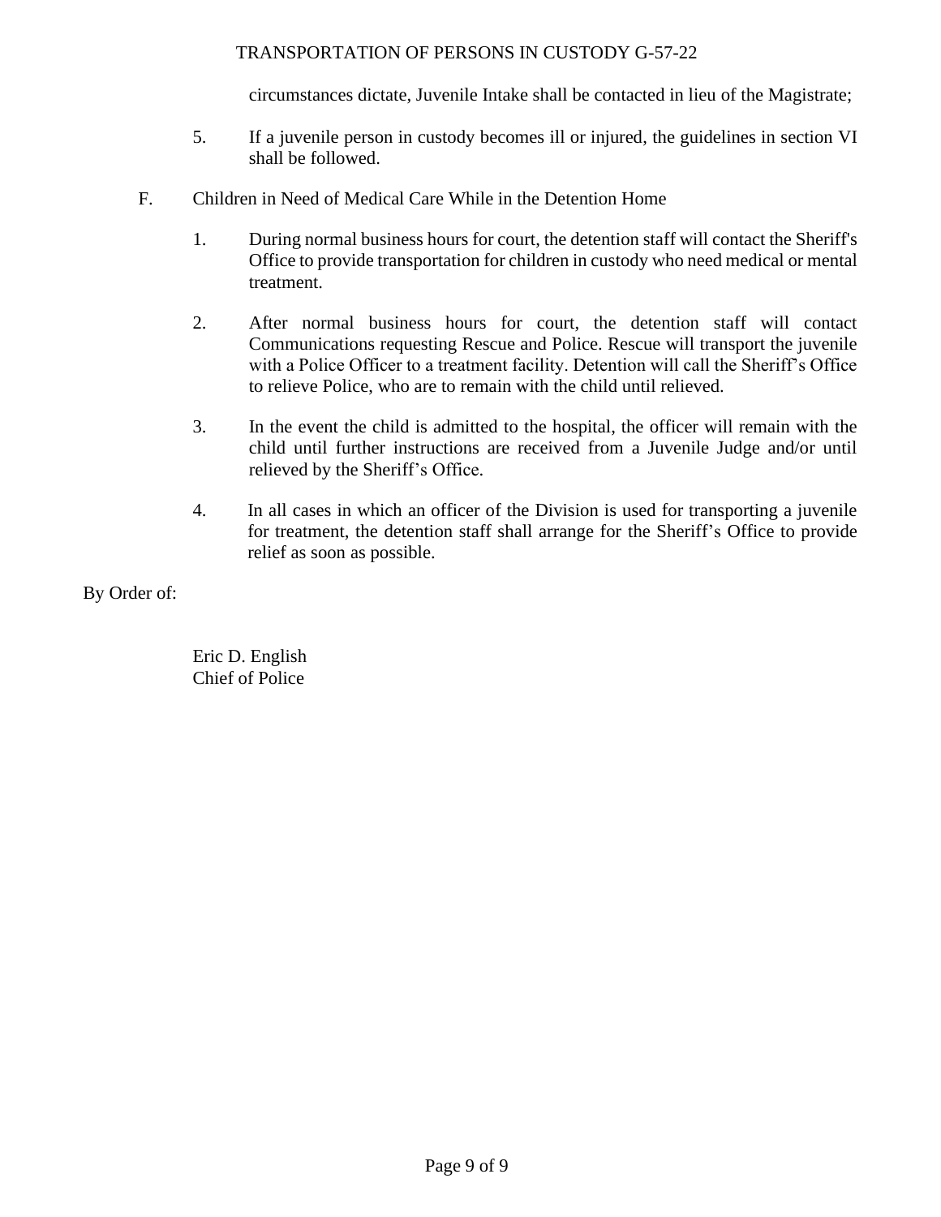circumstances dictate, Juvenile Intake shall be contacted in lieu of the Magistrate;

5. If a juvenile person in custody becomes ill or injured, the guidelines in section VI shall be followed.

F. Children in Need of Medical Care While in the Detention Home

1. During normal business hours for court, the detention staff will contact the Sheriff's Office to provide transportation for children in custody who need medical or mental treatment.

2. After normal business hours for court, the detention staff will contact Communications requesting Rescue and Police. Rescue will transport the juvenile with a Police Officer to a treatment facility. Detention will call the Sheriff's Office to relieve Police, who are to remain with the child until relieved.

3. In the event the child is admitted to the hospital, the officer will remain with the child until further instructions are received from a Juvenile Judge and/or until relieved by the Sheriff's Office.

4. In all cases in which an officer of the Division is used for transporting a juvenile for treatment, the detention staff shall arrange for the Sheriff's Office to provide relief as soon as possible.

By Order of:

Eric D. English
Chief of Police